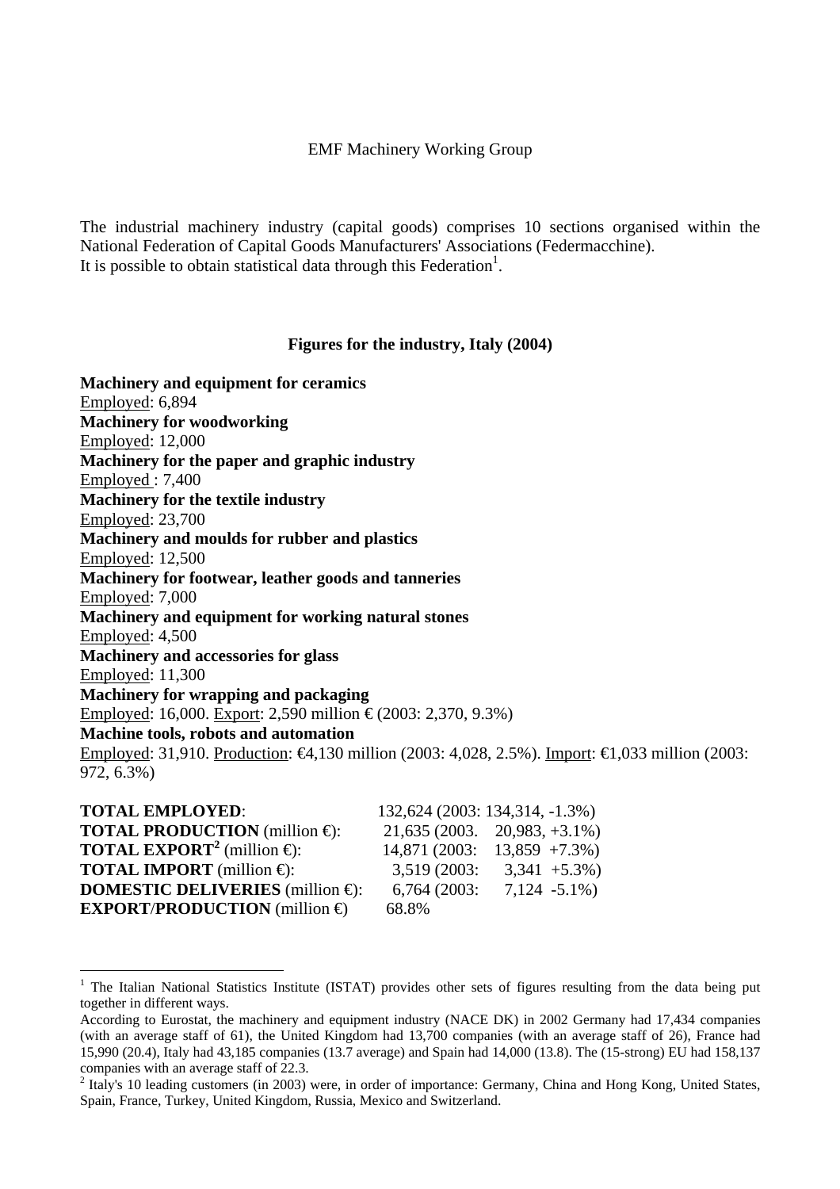EMF Machinery Working Group

The industrial machinery industry (capital goods) comprises 10 sections organised within the National Federation of Capital Goods Manufacturers' Associations (Federmacchine).
It is possible to obtain statistical data through this Federation[1].

## Figures for the industry, Italy (2004)

**Machinery and equipment for ceramics**
Employed: 6,894
**Machinery for woodworking**
Employed: 12,000
**Machinery for the paper and graphic industry**
Employed : 7,400
**Machinery for the textile industry**
Employed: 23,700
**Machinery and moulds for rubber and plastics**
Employed: 12,500
**Machinery for footwear, leather goods and tanneries**
Employed: 7,000
**Machinery and equipment for working natural stones**
Employed: 4,500
**Machinery and accessories for glass**
Employed: 11,300
**Machinery for wrapping and packaging**
Employed: 16,000. Export: 2,590 million € (2003: 2,370, 9.3%)
**Machine tools, robots and automation**
Employed: 31,910. Production: €4,130 million (2003: 4,028, 2.5%). Import: €1,033 million (2003: 972, 6.3%)

| | |
|---|---|
| **TOTAL EMPLOYED**: | 132,624 (2003: 134,314, -1.3%) |
| **TOTAL PRODUCTION** (million €): | 21,635 (2003. 20,983, +3.1%) |
| **TOTAL EXPORT**[2] (million €): | 14,871 (2003: 13,859 +7.3%) |
| **TOTAL IMPORT** (million €): | 3,519 (2003: 3,341 +5.3%) |
| **DOMESTIC DELIVERIES** (million €): | 6,764 (2003: 7,124 -5.1%) |
| **EXPORT/PRODUCTION** (million €) | 68.8% |

[1] The Italian National Statistics Institute (ISTAT) provides other sets of figures resulting from the data being put together in different ways.
According to Eurostat, the machinery and equipment industry (NACE DK) in 2002 Germany had 17,434 companies (with an average staff of 61), the United Kingdom had 13,700 companies (with an average staff of 26), France had 15,990 (20.4), Italy had 43,185 companies (13.7 average) and Spain had 14,000 (13.8). The (15-strong) EU had 158,137 companies with an average staff of 22.3.

[2] Italy's 10 leading customers (in 2003) were, in order of importance: Germany, China and Hong Kong, United States, Spain, France, Turkey, United Kingdom, Russia, Mexico and Switzerland.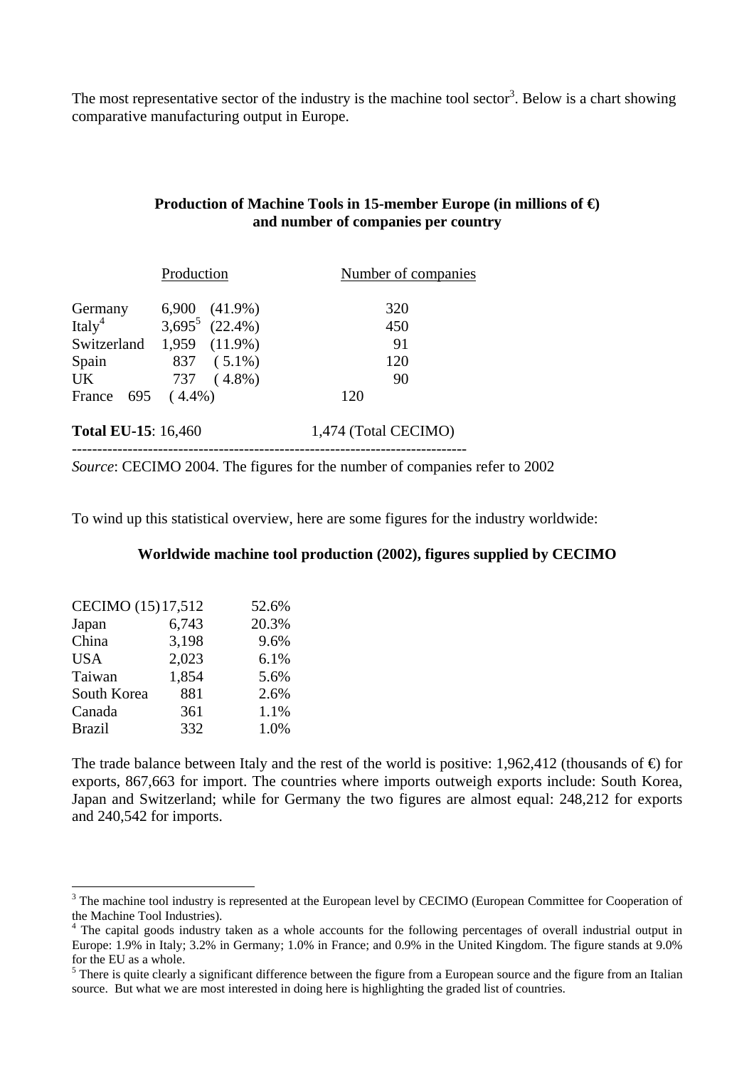The most representative sector of the industry is the machine tool sector[3]. Below is a chart showing comparative manufacturing output in Europe.

**Production of Machine Tools in 15-member Europe (in millions of €) and number of companies per country**

| | Production | Number of companies |
|---|---|---|
| Germany | 6,900 (41.9%) | 320 |
| Italy[4] | 3,695[5] (22.4%) | 450 |
| Switzerland | 1,959 (11.9%) | 91 |
| Spain | 837 ( 5.1%) | 120 |
| UK | 737 ( 4.8%) | 90 |
| France | 695 ( 4.4%) | 120 |
| **Total EU-15**: | 16,460 | 1,474 (Total CECIMO) |

*Source*: CECIMO 2004. The figures for the number of companies refer to 2002

To wind up this statistical overview, here are some figures for the industry worldwide:

**Worldwide machine tool production (2002), figures supplied by CECIMO**

| | | |
|---|---|---|
| CECIMO (15) | 17,512 | 52.6% |
| Japan | 6,743 | 20.3% |
| China | 3,198 | 9.6% |
| USA | 2,023 | 6.1% |
| Taiwan | 1,854 | 5.6% |
| South Korea | 881 | 2.6% |
| Canada | 361 | 1.1% |
| Brazil | 332 | 1.0% |

The trade balance between Italy and the rest of the world is positive: 1,962,412 (thousands of €) for exports, 867,663 for import. The countries where imports outweigh exports include: South Korea, Japan and Switzerland; while for Germany the two figures are almost equal: 248,212 for exports and 240,542 for imports.

[3] The machine tool industry is represented at the European level by CECIMO (European Committee for Cooperation of the Machine Tool Industries).

[4] The capital goods industry taken as a whole accounts for the following percentages of overall industrial output in Europe: 1.9% in Italy; 3.2% in Germany; 1.0% in France; and 0.9% in the United Kingdom. The figure stands at 9.0% for the EU as a whole.

[5] There is quite clearly a significant difference between the figure from a European source and the figure from an Italian source. But what we are most interested in doing here is highlighting the graded list of countries.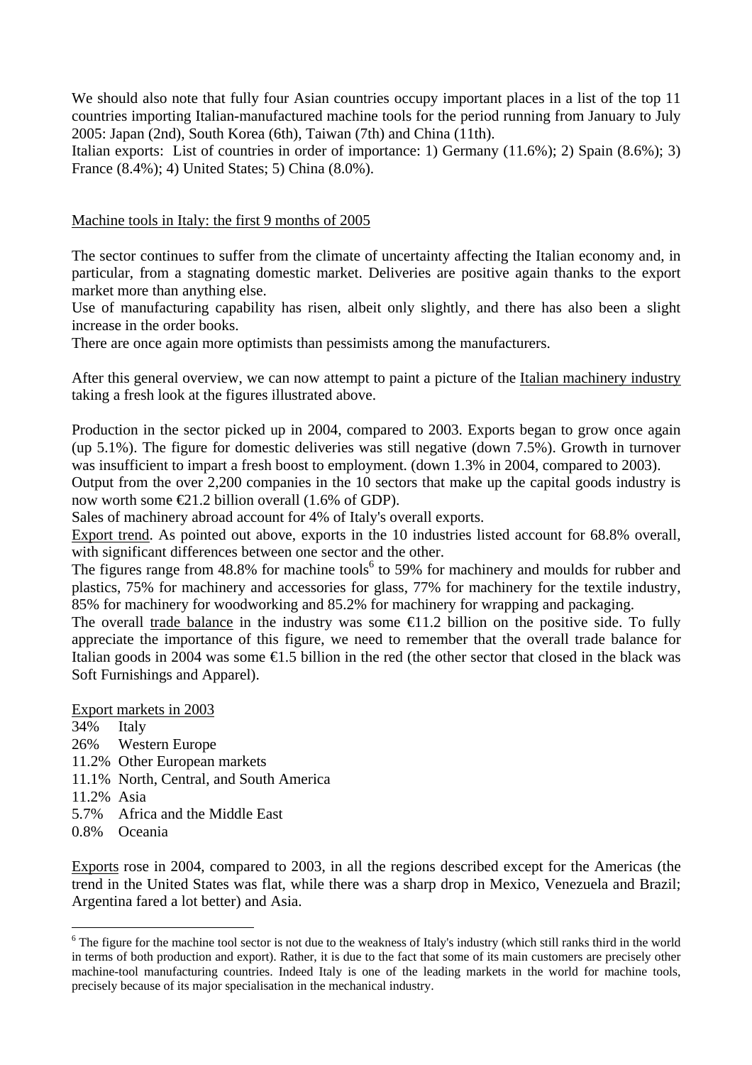We should also note that fully four Asian countries occupy important places in a list of the top 11 countries importing Italian-manufactured machine tools for the period running from January to July 2005: Japan (2nd), South Korea (6th), Taiwan (7th) and China (11th).
Italian exports: List of countries in order of importance: 1) Germany (11.6%); 2) Spain (8.6%); 3) France (8.4%); 4) United States; 5) China (8.0%).

Machine tools in Italy: the first 9 months of 2005

The sector continues to suffer from the climate of uncertainty affecting the Italian economy and, in particular, from a stagnating domestic market. Deliveries are positive again thanks to the export market more than anything else.
Use of manufacturing capability has risen, albeit only slightly, and there has also been a slight increase in the order books.
There are once again more optimists than pessimists among the manufacturers.

After this general overview, we can now attempt to paint a picture of the Italian machinery industry taking a fresh look at the figures illustrated above.

Production in the sector picked up in 2004, compared to 2003. Exports began to grow once again (up 5.1%). The figure for domestic deliveries was still negative (down 7.5%). Growth in turnover was insufficient to impart a fresh boost to employment. (down 1.3% in 2004, compared to 2003).
Output from the over 2,200 companies in the 10 sectors that make up the capital goods industry is now worth some €21.2 billion overall (1.6% of GDP).
Sales of machinery abroad account for 4% of Italy's overall exports.
Export trend. As pointed out above, exports in the 10 industries listed account for 68.8% overall, with significant differences between one sector and the other.
The figures range from 48.8% for machine tools[6] to 59% for machinery and moulds for rubber and plastics, 75% for machinery and accessories for glass, 77% for machinery for the textile industry, 85% for machinery for woodworking and 85.2% for machinery for wrapping and packaging.
The overall trade balance in the industry was some €11.2 billion on the positive side. To fully appreciate the importance of this figure, we need to remember that the overall trade balance for Italian goods in 2004 was some €1.5 billion in the red (the other sector that closed in the black was Soft Furnishings and Apparel).

Export markets in 2003

- 34% Italy
- 26% Western Europe
- 11.2% Other European markets
- 11.1% North, Central, and South America
- 11.2% Asia
- 5.7% Africa and the Middle East
- 0.8% Oceania

Exports rose in 2004, compared to 2003, in all the regions described except for the Americas (the trend in the United States was flat, while there was a sharp drop in Mexico, Venezuela and Brazil; Argentina fared a lot better) and Asia.

[6] The figure for the machine tool sector is not due to the weakness of Italy's industry (which still ranks third in the world in terms of both production and export). Rather, it is due to the fact that some of its main customers are precisely other machine-tool manufacturing countries. Indeed Italy is one of the leading markets in the world for machine tools, precisely because of its major specialisation in the mechanical industry.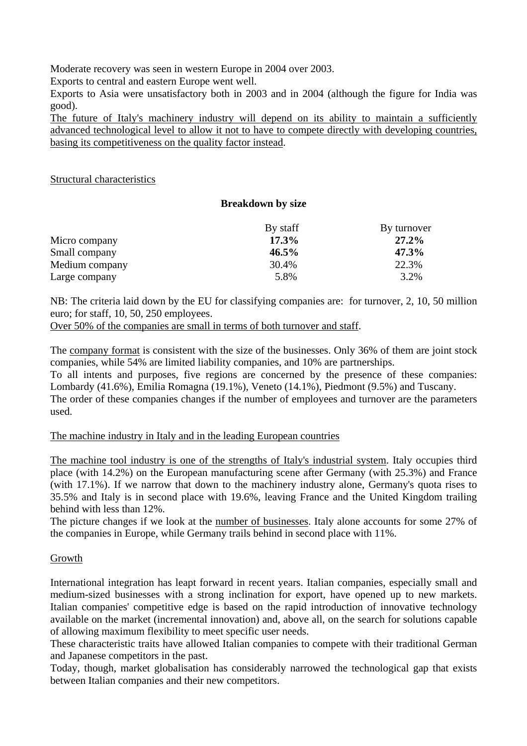Moderate recovery was seen in western Europe in 2004 over 2003.
Exports to central and eastern Europe went well.
Exports to Asia were unsatisfactory both in 2003 and in 2004 (although the figure for India was good).
<u>The future of Italy's machinery industry will depend on its ability to maintain a sufficiently advanced technological level to allow it not to have to compete directly with developing countries, basing its competitiveness on the quality factor instead</u>.

<u>Structural characteristics</u>

**Breakdown by size**

| | By staff | By turnover |
|---|---|---|
| Micro company | **17.3%** | **27.2%** |
| Small company | **46.5%** | **47.3%** |
| Medium company | 30.4% | 22.3% |
| Large company | 5.8% | 3.2% |

NB: The criteria laid down by the EU for classifying companies are: for turnover, 2, 10, 50 million euro; for staff, 10, 50, 250 employees.
<u>Over 50% of the companies are small in terms of both turnover and staff</u>.

The <u>company format</u> is consistent with the size of the businesses. Only 36% of them are joint stock companies, while 54% are limited liability companies, and 10% are partnerships.
To all intents and purposes, five regions are concerned by the presence of these companies: Lombardy (41.6%), Emilia Romagna (19.1%), Veneto (14.1%), Piedmont (9.5%) and Tuscany.
The order of these companies changes if the number of employees and turnover are the parameters used.

<u>The machine industry in Italy and in the leading European countries</u>

<u>The machine tool industry is one of the strengths of Italy's industrial system</u>. Italy occupies third place (with 14.2%) on the European manufacturing scene after Germany (with 25.3%) and France (with 17.1%). If we narrow that down to the machinery industry alone, Germany's quota rises to 35.5% and Italy is in second place with 19.6%, leaving France and the United Kingdom trailing behind with less than 12%.
The picture changes if we look at the <u>number of businesses</u>. Italy alone accounts for some 27% of the companies in Europe, while Germany trails behind in second place with 11%.

<u>Growth</u>

International integration has leapt forward in recent years. Italian companies, especially small and medium-sized businesses with a strong inclination for export, have opened up to new markets. Italian companies' competitive edge is based on the rapid introduction of innovative technology available on the market (incremental innovation) and, above all, on the search for solutions capable of allowing maximum flexibility to meet specific user needs.
These characteristic traits have allowed Italian companies to compete with their traditional German and Japanese competitors in the past.
Today, though, market globalisation has considerably narrowed the technological gap that exists between Italian companies and their new competitors.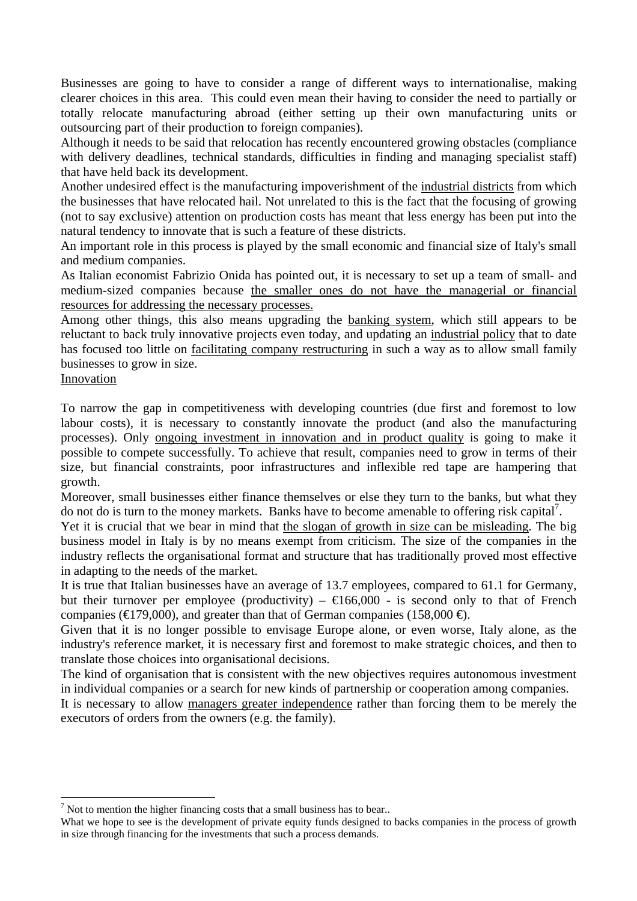Businesses are going to have to consider a range of different ways to internationalise, making clearer choices in this area. This could even mean their having to consider the need to partially or totally relocate manufacturing abroad (either setting up their own manufacturing units or outsourcing part of their production to foreign companies).

Although it needs to be said that relocation has recently encountered growing obstacles (compliance with delivery deadlines, technical standards, difficulties in finding and managing specialist staff) that have held back its development.

Another undesired effect is the manufacturing impoverishment of the industrial districts from which the businesses that have relocated hail. Not unrelated to this is the fact that the focusing of growing (not to say exclusive) attention on production costs has meant that less energy has been put into the natural tendency to innovate that is such a feature of these districts.

An important role in this process is played by the small economic and financial size of Italy's small and medium companies.

As Italian economist Fabrizio Onida has pointed out, it is necessary to set up a team of small- and medium-sized companies because the smaller ones do not have the managerial or financial resources for addressing the necessary processes.

Among other things, this also means upgrading the banking system, which still appears to be reluctant to back truly innovative projects even today, and updating an industrial policy that to date has focused too little on facilitating company restructuring in such a way as to allow small family businesses to grow in size.

Innovation

To narrow the gap in competitiveness with developing countries (due first and foremost to low labour costs), it is necessary to constantly innovate the product (and also the manufacturing processes). Only ongoing investment in innovation and in product quality is going to make it possible to compete successfully. To achieve that result, companies need to grow in terms of their size, but financial constraints, poor infrastructures and inflexible red tape are hampering that growth.

Moreover, small businesses either finance themselves or else they turn to the banks, but what they do not do is turn to the money markets. Banks have to become amenable to offering risk capital[7].

Yet it is crucial that we bear in mind that the slogan of growth in size can be misleading. The big business model in Italy is by no means exempt from criticism. The size of the companies in the industry reflects the organisational format and structure that has traditionally proved most effective in adapting to the needs of the market.

It is true that Italian businesses have an average of 13.7 employees, compared to 61.1 for Germany, but their turnover per employee (productivity) – €166,000 - is second only to that of French companies (€179,000), and greater than that of German companies (158,000 €).

Given that it is no longer possible to envisage Europe alone, or even worse, Italy alone, as the industry's reference market, it is necessary first and foremost to make strategic choices, and then to translate those choices into organisational decisions.

The kind of organisation that is consistent with the new objectives requires autonomous investment in individual companies or a search for new kinds of partnership or cooperation among companies.

It is necessary to allow managers greater independence rather than forcing them to be merely the executors of orders from the owners (e.g. the family).

---

[7] Not to mention the higher financing costs that a small business has to bear..
What we hope to see is the development of private equity funds designed to backs companies in the process of growth in size through financing for the investments that such a process demands.